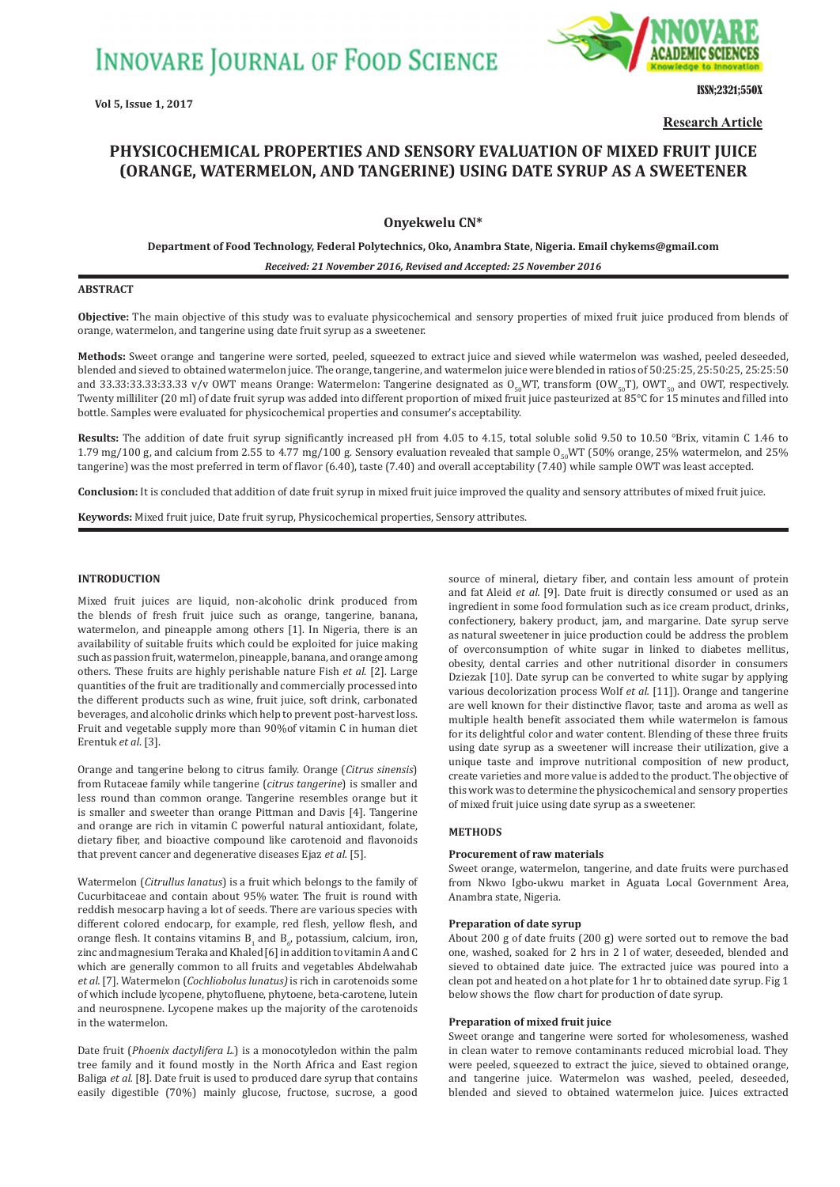**Research Article**

# PHYSICOCHEMICAL PROPERTIES AND SENSORY EVALUATION OF MIXED FRUIT JUICE (ORANGE, WATERMELON, AND TANGERINE) USING DATE SYRUP AS A SWEETENER

**Onyekwelu CN***

**Department of Food Technology, Federal Polytechnics, Oko, Anambra State, Nigeria. Email chykems@gmail.com**

***Received: 21 November 2016, Revised and Accepted: 25 November 2016***

## ABSTRACT

**Objective:** The main objective of this study was to evaluate physicochemical and sensory properties of mixed fruit juice produced from blends of orange, watermelon, and tangerine using date fruit syrup as a sweetener.

**Methods:** Sweet orange and tangerine were sorted, peeled, squeezed to extract juice and sieved while watermelon was washed, peeled deseeded, blended and sieved to obtained watermelon juice. The orange, tangerine, and watermelon juice were blended in ratios of 50:25:25, 25:50:25, 25:25:50 and 33.33:33.33:33.33 v/v OWT means Orange: Watermelon: Tangerine designated as $O_{50}$WT, transform ($OW_{50}$T), $OWT_{50}$ and OWT, respectively. Twenty milliliter (20 ml) of date fruit syrup was added into different proportion of mixed fruit juice pasteurized at 85°C for 15 minutes and filled into bottle. Samples were evaluated for physicochemical properties and consumer's acceptability.

**Results:** The addition of date fruit syrup significantly increased pH from 4.05 to 4.15, total soluble solid 9.50 to 10.50 °Brix, vitamin C 1.46 to 1.79 mg/100 g, and calcium from 2.55 to 4.77 mg/100 g. Sensory evaluation revealed that sample $O_{50}$WT (50% orange, 25% watermelon, and 25% tangerine) was the most preferred in term of flavor (6.40), taste (7.40) and overall acceptability (7.40) while sample OWT was least accepted.

**Conclusion:** It is concluded that addition of date fruit syrup in mixed fruit juice improved the quality and sensory attributes of mixed fruit juice.

**Keywords:** Mixed fruit juice, Date fruit syrup, Physicochemical properties, Sensory attributes.

## INTRODUCTION

Mixed fruit juices are liquid, non-alcoholic drink produced from the blends of fresh fruit juice such as orange, tangerine, banana, watermelon, and pineapple among others [1]. In Nigeria, there is an availability of suitable fruits which could be exploited for juice making such as passion fruit, watermelon, pineapple, banana, and orange among others. These fruits are highly perishable nature Fish *et al.* [2]. Large quantities of the fruit are traditionally and commercially processed into the different products such as wine, fruit juice, soft drink, carbonated beverages, and alcoholic drinks which help to prevent post-harvest loss. Fruit and vegetable supply more than 90%of vitamin C in human diet Erentuk *et al.* [3].

Orange and tangerine belong to citrus family. Orange (*Citrus sinensis*) from Rutaceae family while tangerine (*citrus tangerine*) is smaller and less round than common orange. Tangerine resembles orange but it is smaller and sweeter than orange Pittman and Davis [4]. Tangerine and orange are rich in vitamin C powerful natural antioxidant, folate, dietary fiber, and bioactive compound like carotenoid and flavonoids that prevent cancer and degenerative diseases Ejaz *et al.* [5].

Watermelon (*Citrullus lanatus*) is a fruit which belongs to the family of Cucurbitaceae and contain about 95% water. The fruit is round with reddish mesocarp having a lot of seeds. There are various species with different colored endocarp, for example, red flesh, yellow flesh, and orange flesh. It contains vitamins $B_1$ and $B_6$, potassium, calcium, iron, zinc and magnesium Teraka and Khaled [6] in addition to vitamin A and C which are generally common to all fruits and vegetables Abdelwahab *et al.* [7]. Watermelon (*Cochliobolus lunatus)* is rich in carotenoids some of which include lycopene, phytofluene, phytoene, beta-carotene, lutein and neurospnene. Lycopene makes up the majority of the carotenoids in the watermelon.

Date fruit (*Phoenix dactylifera L.*) is a monocotyledon within the palm tree family and it found mostly in the North Africa and East region Baliga *et al.* [8]. Date fruit is used to produced dare syrup that contains easily digestible (70%) mainly glucose, fructose, sucrose, a good source of mineral, dietary fiber, and contain less amount of protein and fat Aleid *et al.* [9]. Date fruit is directly consumed or used as an ingredient in some food formulation such as ice cream product, drinks, confectionery, bakery product, jam, and margarine. Date syrup serve as natural sweetener in juice production could be address the problem of overconsumption of white sugar in linked to diabetes mellitus, obesity, dental carries and other nutritional disorder in consumers Dziezak [10]. Date syrup can be converted to white sugar by applying various decolorization process Wolf *et al.* [11]). Orange and tangerine are well known for their distinctive flavor, taste and aroma as well as multiple health benefit associated them while watermelon is famous for its delightful color and water content. Blending of these three fruits using date syrup as a sweetener will increase their utilization, give a unique taste and improve nutritional composition of new product, create varieties and more value is added to the product. The objective of this work was to determine the physicochemical and sensory properties of mixed fruit juice using date syrup as a sweetener.

## METHODS

### Procurement of raw materials

Sweet orange, watermelon, tangerine, and date fruits were purchased from Nkwo Igbo-ukwu market in Aguata Local Government Area, Anambra state, Nigeria.

### Preparation of date syrup

About 200 g of date fruits (200 g) were sorted out to remove the bad one, washed, soaked for 2 hrs in 2 l of water, deseeded, blended and sieved to obtained date juice. The extracted juice was poured into a clean pot and heated on a hot plate for 1 hr to obtained date syrup. Fig 1 below shows the flow chart for production of date syrup.

### Preparation of mixed fruit juice

Sweet orange and tangerine were sorted for wholesomeness, washed in clean water to remove contaminants reduced microbial load. They were peeled, squeezed to extract the juice, sieved to obtained orange, and tangerine juice. Watermelon was washed, peeled, deseeded, blended and sieved to obtained watermelon juice. Juices extracted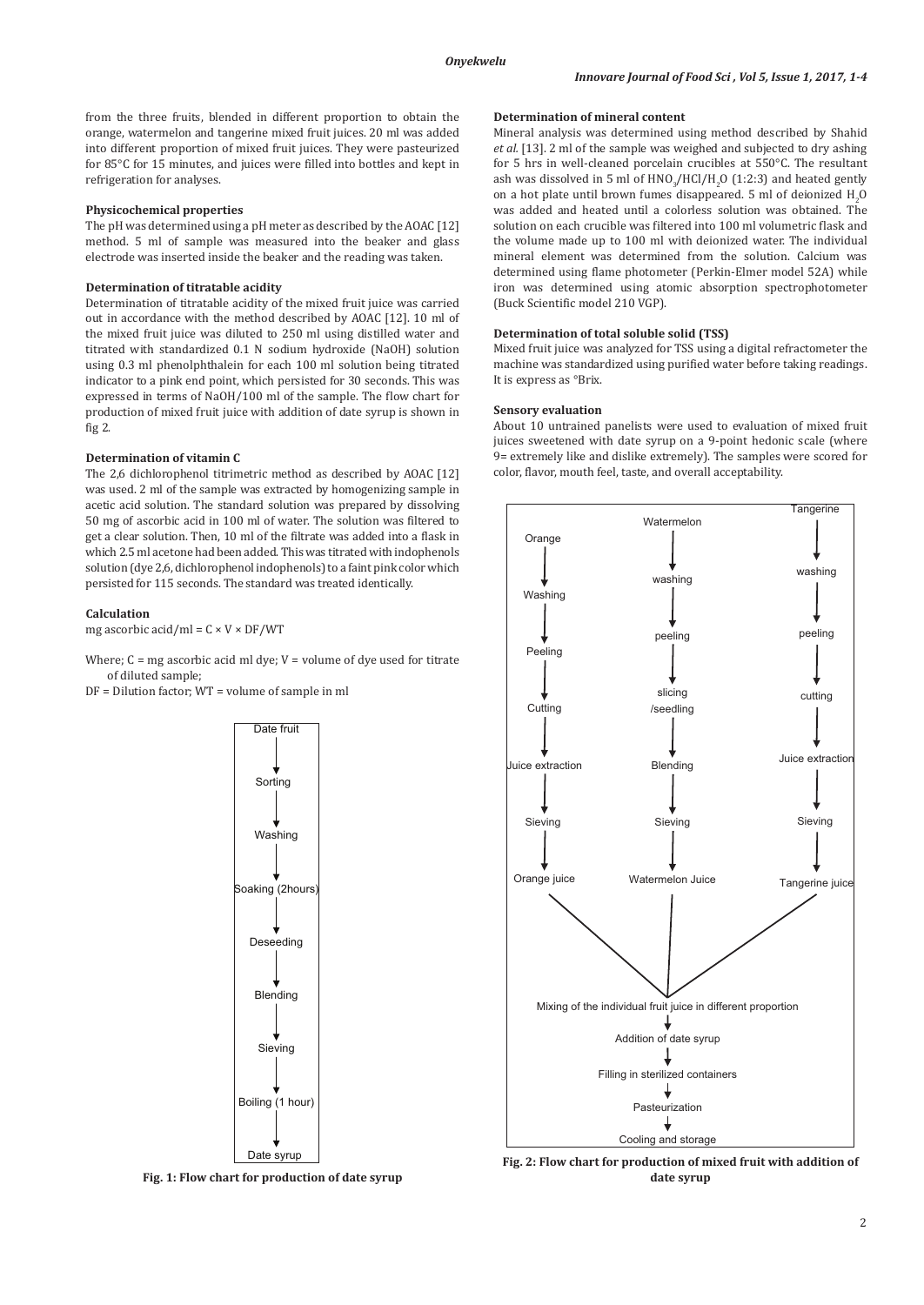from the three fruits, blended in different proportion to obtain the orange, watermelon and tangerine mixed fruit juices. 20 ml was added into different proportion of mixed fruit juices. They were pasteurized for 85°C for 15 minutes, and juices were filled into bottles and kept in refrigeration for analyses.

### Physicochemical properties

The pH was determined using a pH meter as described by the AOAC [12] method. 5 ml of sample was measured into the beaker and glass electrode was inserted inside the beaker and the reading was taken.

### Determination of titratable acidity

Determination of titratable acidity of the mixed fruit juice was carried out in accordance with the method described by AOAC [12]. 10 ml of the mixed fruit juice was diluted to 250 ml using distilled water and titrated with standardized 0.1 N sodium hydroxide (NaOH) solution using 0.3 ml phenolphthalein for each 100 ml solution being titrated indicator to a pink end point, which persisted for 30 seconds. This was expressed in terms of NaOH/100 ml of the sample. The flow chart for production of mixed fruit juice with addition of date syrup is shown in fig 2.

### Determination of vitamin C

The 2,6 dichlorophenol titrimetric method as described by AOAC [12] was used. 2 ml of the sample was extracted by homogenizing sample in acetic acid solution. The standard solution was prepared by dissolving 50 mg of ascorbic acid in 100 ml of water. The solution was filtered to get a clear solution. Then, 10 ml of the filtrate was added into a flask in which 2.5 ml acetone had been added. This was titrated with indophenols solution (dye 2,6, dichlorophenol indophenols) to a faint pink color which persisted for 115 seconds. The standard was treated identically.

### Calculation

mg ascorbic acid/ml = $C \times V \times DF/WT$

Where; C = mg ascorbic acid ml dye; V = volume of dye used for titrate of diluted sample;

DF = Dilution factor; WT = volume of sample in ml

Date fruit → Sorting → Washing → Soaking (2hours) → Deseeding → Blending → Sieving → Boiling (1 hour) → Date syrup

**Fig. 1: Flow chart for production of date syrup**

### Determination of mineral content

Mineral analysis was determined using method described by Shahid *et al*. [13]. 2 ml of the sample was weighed and subjected to dry ashing for 5 hrs in well-cleaned porcelain crucibles at 550°C. The resultant ash was dissolved in 5 ml of $HNO_3/HCl/H_2O$ (1:2:3) and heated gently on a hot plate until brown fumes disappeared. 5 ml of deionized $H_2O$ was added and heated until a colorless solution was obtained. The solution on each crucible was filtered into 100 ml volumetric flask and the volume made up to 100 ml with deionized water. The individual mineral element was determined from the solution. Calcium was determined using flame photometer (Perkin-Elmer model 52A) while iron was determined using atomic absorption spectrophotometer (Buck Scientific model 210 VGP).

### Determination of total soluble solid (TSS)

Mixed fruit juice was analyzed for TSS using a digital refractometer the machine was standardized using purified water before taking readings. It is express as °Brix.

### Sensory evaluation

About 10 untrained panelists were used to evaluation of mixed fruit juices sweetened with date syrup on a 9-point hedonic scale (where 9= extremely like and dislike extremely). The samples were scored for color, flavor, mouth feel, taste, and overall acceptability.

Orange → Washing → Peeling → Cutting → Juice extraction → Sieving → Orange juice

Watermelon → washing → peeling → slicing /seedling → Blending → Sieving → Watermelon Juice

Tangerine → washing → peeling → cutting → Juice extraction → Sieving → Tangerine juice

Mixing of the individual fruit juice in different proportion → Addition of date syrup → Filling in sterilized containers → Pasteurization → Cooling and storage

**Fig. 2: Flow chart for production of mixed fruit with addition of date syrup**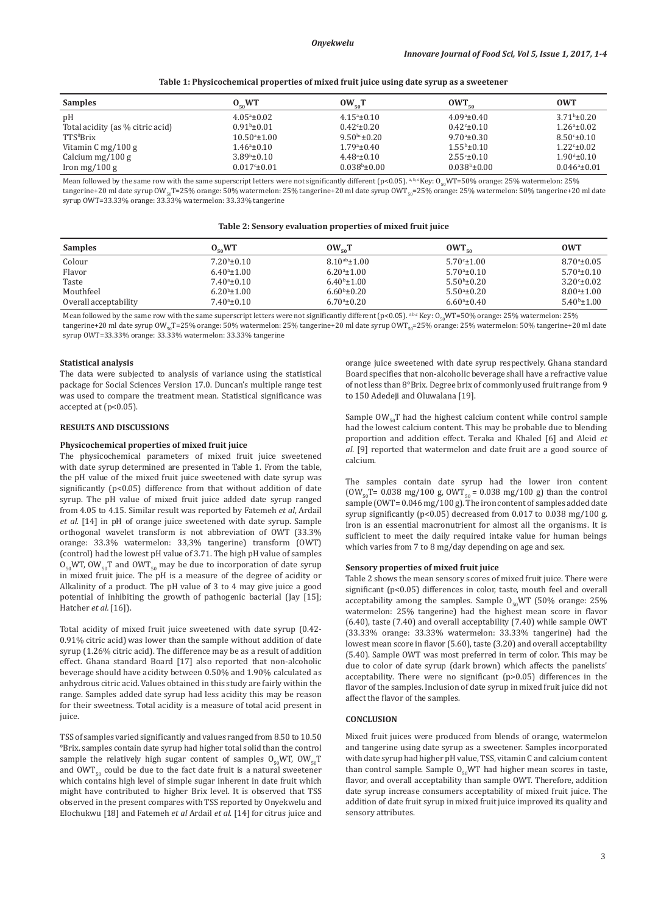**Table 1: Physicochemical properties of mixed fruit juice using date syrup as a sweetener**

| Samples | $O_{50}$WT | $OW_{50}$T | $OWT_{50}$ | OWT |
|---|---|---|---|---|
| pH | $4.05^a$±0.02 | $4.15^a$±0.10 | $4.09^a$±0.40 | $3.71^b$±0.20 |
| Total acidity (as % citric acid) | $0.91^b$±0.01 | $0.42^c$±0.20 | $0.42^c$±0.10 | $1.26^a$±0.02 |
| TSS$^0$Brix | $10.50^a$±1.00 | $9.50^{bc}$±0.20 | $9.70^a$±0.30 | $8.50^c$±0.10 |
| Vitamin C mg/100 g | $1.46^a$±0.10 | $1.79^a$±0.40 | $1.55^b$±0.10 | $1.22^c$±0.02 |
| Calcium mg/100 g | $3.89^b$±0.10 | $4.48^a$±0.10 | $2.55^c$±0.10 | $1.90^d$±0.10 |
| Iron mg/100 g | $0.017^c$±0.01 | $0.038^b$±0.00 | $0.038^b$±0.00 | $0.046^a$±0.01 |

Mean followed by the same row with the same superscript letters were not significantly different ($p<0.05$). [a, b, c] Key: $O_{50}$WT=50% orange: 25% watermelon: 25% tangerine+20 ml date syrup $OW_{50}$T=25% orange: 50% watermelon: 25% tangerine+20 ml date syrup $OWT_{50}$=25% orange: 25% watermelon: 50% tangerine+20 ml date syrup OWT=33.33% orange: 33.33% watermelon: 33.33% tangerine

**Table 2: Sensory evaluation properties of mixed fruit juice**

| Samples | $O_{50}$WT | $OW_{50}$T | $OWT_{50}$ | OWT |
|---|---|---|---|---|
| Colour | $7.20^b$±0.10 | $8.10^{ab}$±1.00 | $5.70^c$±1.00 | $8.70^a$±0.05 |
| Flavor | $6.40^a$±1.00 | $6.20^a$±1.00 | $5.70^a$±0.10 | $5.70^a$±0.10 |
| Taste | $7.40^a$±0.10 | $6.40^b$±1.00 | $5.50^b$±0.20 | $3.20^c$±0.02 |
| Mouthfeel | $6.20^b$±1.00 | $6.60^b$±0.20 | $5.50^a$±0.20 | $8.00^a$±1.00 |
| Overall acceptability | $7.40^a$±0.10 | $6.70^a$±0.20 | $6.60^a$±0.40 | $5.40^b$±1.00 |

Mean followed by the same row with the same superscript letters were not significantly different ($p<0.05$). [a,b,c] Key: $O_{50}$WT=50% orange: 25% watermelon: 25% tangerine+20 ml date syrup $OW_{50}$T=25% orange: 50% watermelon: 25% tangerine+20 ml date syrup $OWT_{50}$=25% orange: 25% watermelon: 50% tangerine+20 ml date syrup OWT=33.33% orange: 33.33% watermelon: 33.33% tangerine

### Statistical analysis

The data were subjected to analysis of variance using the statistical package for Social Sciences Version 17.0. Duncan's multiple range test was used to compare the treatment mean. Statistical significance was accepted at ($p<0.05$).

## RESULTS AND DISCUSSIONS

### Physicochemical properties of mixed fruit juice

The physicochemical parameters of mixed fruit juice sweetened with date syrup determined are presented in Table 1. From the table, the pH value of the mixed fruit juice sweetened with date syrup was significantly ($p<0.05$) difference from that without addition of date syrup. The pH value of mixed fruit juice added date syrup ranged from 4.05 to 4.15. Similar result was reported by Fatemeh *et al*, Ardail *et al*. [14] in pH of orange juice sweetened with date syrup. Sample orthogonal wavelet transform is not abbreviation of OWT (33.3% orange: 33.3% watermelon: 33,3% tangerine) transform (OWT) (control) had the lowest pH value of 3.71. The high pH value of samples $O_{50}$WT, $OW_{50}$T and $OWT_{50}$ may be due to incorporation of date syrup in mixed fruit juice. The pH is a measure of the degree of acidity or Alkalinity of a product. The pH value of 3 to 4 may give juice a good potential of inhibiting the growth of pathogenic bacterial (Jay [15]; Hatcher *et al*. [16]).

Total acidity of mixed fruit juice sweetened with date syrup (0.42-0.91% citric acid) was lower than the sample without addition of date syrup (1.26% citric acid). The difference may be as a result of addition effect. Ghana standard Board [17] also reported that non-alcoholic beverage should have acidity between 0.50% and 1.90% calculated as anhydrous citric acid. Values obtained in this study are fairly within the range. Samples added date syrup had less acidity this may be reason for their sweetness. Total acidity is a measure of total acid present in juice.

TSS of samples varied significantly and values ranged from 8.50 to 10.50 °Brix. samples contain date syrup had higher total solid than the control sample the relatively high sugar content of samples $O_{50}$WT, $OW_{50}$T and $OWT_{50}$ could be due to the fact date fruit is a natural sweetener which contains high level of simple sugar inherent in date fruit which might have contributed to higher Brix level. It is observed that TSS observed in the present compares with TSS reported by Onyekwelu and Elochukwu [18] and Fatemeh *et al* Ardail *et al*. [14] for citrus juice and orange juice sweetened with date syrup respectively. Ghana standard Board specifies that non-alcoholic beverage shall have a refractive value of not less than 8°Brix. Degree brix of commonly used fruit range from 9 to 150 Adedeji and Oluwalana [19].

Sample $OW_{50}$T had the highest calcium content while control sample had the lowest calcium content. This may be probable due to blending proportion and addition effect. Teraka and Khaled [6] and Aleid *et al*. [9] reported that watermelon and date fruit are a good source of calcium.

The samples contain date syrup had the lower iron content ($OW_{50}$T= 0.038 mg/100 g, $OWT_{50}$ = 0.038 mg/100 g) than the control sample (OWT= 0.046 mg/100 g). The iron content of samples added date syrup significantly ($p<0.05$) decreased from 0.017 to 0.038 mg/100 g. Iron is an essential macronutrient for almost all the organisms. It is sufficient to meet the daily required intake value for human beings which varies from 7 to 8 mg/day depending on age and sex.

### Sensory properties of mixed fruit juice

Table 2 shows the mean sensory scores of mixed fruit juice. There were significant ($p<0.05$) differences in color, taste, mouth feel and overall acceptability among the samples. Sample $O_{50}$WT (50% orange: 25% watermelon: 25% tangerine) had the highest mean score in flavor (6.40), taste (7.40) and overall acceptability (7.40) while sample OWT (33.33% orange: 33.33% watermelon: 33.33% tangerine) had the lowest mean score in flavor (5.60), taste (3.20) and overall acceptability (5.40). Sample OWT was most preferred in term of color. This may be due to color of date syrup (dark brown) which affects the panelists' acceptability. There were no significant ($p>0.05$) differences in the flavor of the samples. Inclusion of date syrup in mixed fruit juice did not affect the flavor of the samples.

## CONCLUSION

Mixed fruit juices were produced from blends of orange, watermelon and tangerine using date syrup as a sweetener. Samples incorporated with date syrup had higher pH value, TSS, vitamin C and calcium content than control sample. Sample $O_{50}$WT had higher mean scores in taste, flavor, and overall acceptability than sample OWT. Therefore, addition date syrup increase consumers acceptability of mixed fruit juice. The addition of date fruit syrup in mixed fruit juice improved its quality and sensory attributes.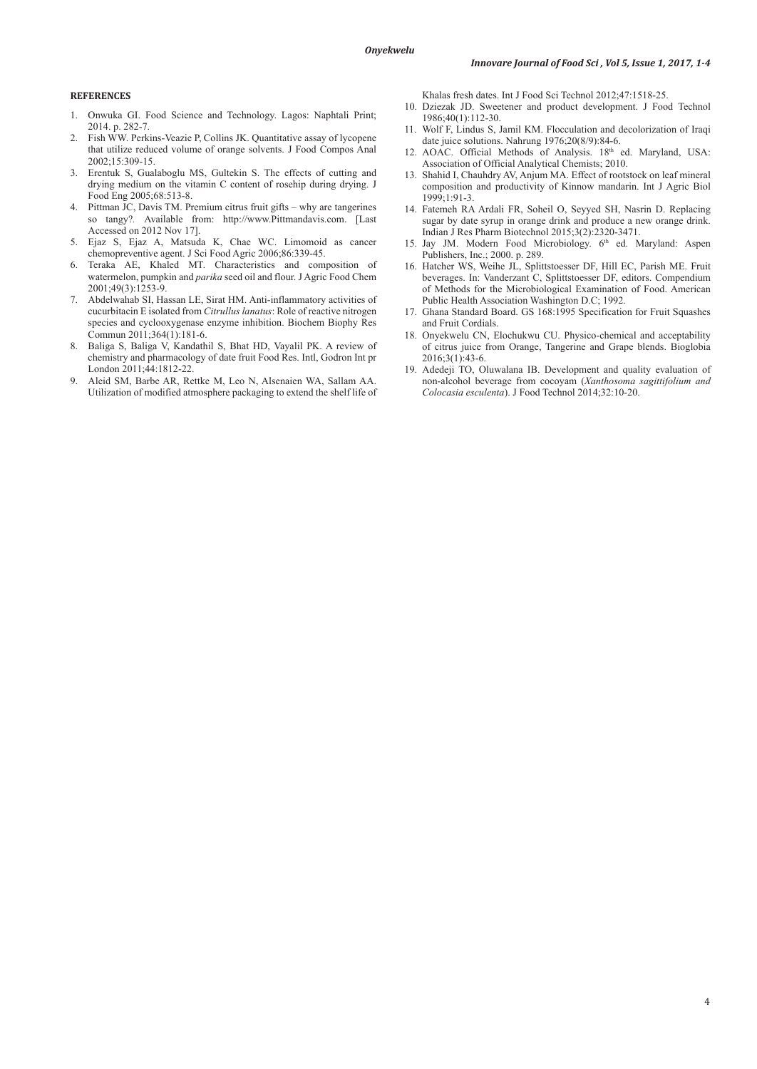## REFERENCES

1. Onwuka GI. Food Science and Technology. Lagos: Naphtali Print; 2014. p. 282-7.
2. Fish WW. Perkins-Veazie P, Collins JK. Quantitative assay of lycopene that utilize reduced volume of orange solvents. J Food Compos Anal 2002;15:309-15.
3. Erentuk S, Gualaboglu MS, Gultekin S. The effects of cutting and drying medium on the vitamin C content of rosehip during drying. J Food Eng 2005;68:513-8.
4. Pittman JC, Davis TM. Premium citrus fruit gifts – why are tangerines so tangy?. Available from: http://www.Pittmandavis.com. [Last Accessed on 2012 Nov 17].
5. Ejaz S, Ejaz A, Matsuda K, Chae WC. Limomoid as cancer chemopreventive agent. J Sci Food Agric 2006;86:339-45.
6. Teraka AE, Khaled MT. Characteristics and composition of watermelon, pumpkin and *parika* seed oil and flour. J Agric Food Chem 2001;49(3):1253-9.
7. Abdelwahab SI, Hassan LE, Sirat HM. Anti-inflammatory activities of cucurbitacin E isolated from *Citrullus lanatus*: Role of reactive nitrogen species and cyclooxygenase enzyme inhibition. Biochem Biophy Res Commun 2011;364(1):181-6.
8. Baliga S, Baliga V, Kandathil S, Bhat HD, Vayalil PK. A review of chemistry and pharmacology of date fruit Food Res. Intl, Godron Int pr London 2011;44:1812-22.
9. Aleid SM, Barbe AR, Rettke M, Leo N, Alsenaien WA, Sallam AA. Utilization of modified atmosphere packaging to extend the shelf life of Khalas fresh dates. Int J Food Sci Technol 2012;47:1518-25.
10. Dziezak JD. Sweetener and product development. J Food Technol 1986;40(1):112-30.
11. Wolf F, Lindus S, Jamil KM. Flocculation and decolorization of Iraqi date juice solutions. Nahrung 1976;20(8/9):84-6.
12. AOAC. Official Methods of Analysis. 18th ed. Maryland, USA: Association of Official Analytical Chemists; 2010.
13. Shahid I, Chauhdry AV, Anjum MA. Effect of rootstock on leaf mineral composition and productivity of Kinnow mandarin. Int J Agric Biol 1999;1:91-3.
14. Fatemeh RA Ardali FR, Soheil O, Seyyed SH, Nasrin D. Replacing sugar by date syrup in orange drink and produce a new orange drink. Indian J Res Pharm Biotechnol 2015;3(2):2320-3471.
15. Jay JM. Modern Food Microbiology. 6th ed. Maryland: Aspen Publishers, Inc.; 2000. p. 289.
16. Hatcher WS, Weihe JL, Splittstoesser DF, Hill EC, Parish ME. Fruit beverages. In: Vanderzant C, Splittstoesser DF, editors. Compendium of Methods for the Microbiological Examination of Food. American Public Health Association Washington D.C; 1992.
17. Ghana Standard Board. GS 168:1995 Specification for Fruit Squashes and Fruit Cordials.
18. Onyekwelu CN, Elochukwu CU. Physico-chemical and acceptability of citrus juice from Orange, Tangerine and Grape blends. Bioglobia 2016;3(1):43-6.
19. Adedeji TO, Oluwalana IB. Development and quality evaluation of non-alcohol beverage from cocoyam (*Xanthosoma sagittifolium and Colocasia esculenta*). J Food Technol 2014;32:10-20.